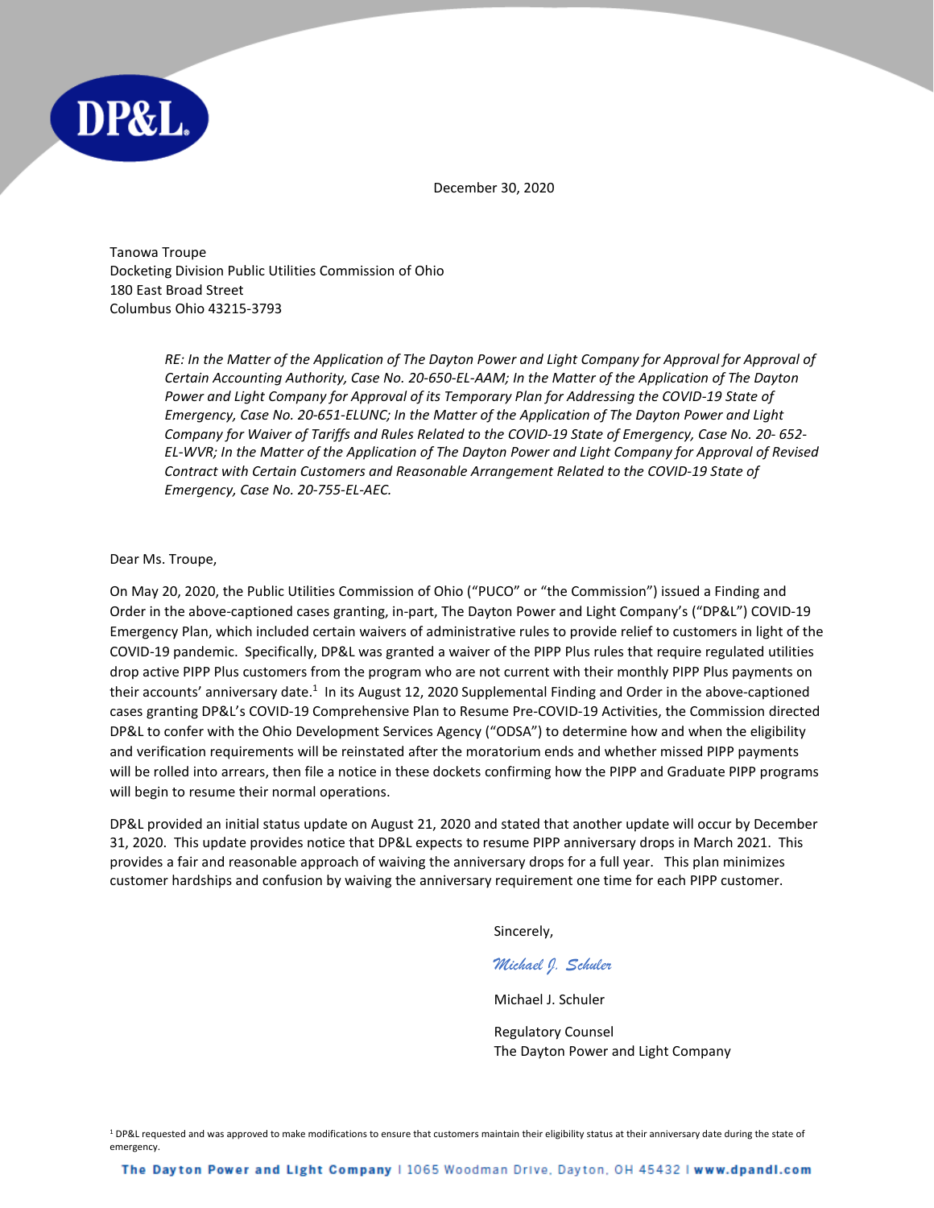December 30, 2020

Tanowa Troupe
Docketing Division Public Utilities Commission of Ohio
180 East Broad Street
Columbus Ohio 43215-3793

> *RE: In the Matter of the Application of The Dayton Power and Light Company for Approval for Approval of Certain Accounting Authority, Case No. 20-650-EL-AAM; In the Matter of the Application of The Dayton Power and Light Company for Approval of its Temporary Plan for Addressing the COVID-19 State of Emergency, Case No. 20-651-ELUNC; In the Matter of the Application of The Dayton Power and Light Company for Waiver of Tariffs and Rules Related to the COVID-19 State of Emergency, Case No. 20- 652-EL-WVR; In the Matter of the Application of The Dayton Power and Light Company for Approval of Revised Contract with Certain Customers and Reasonable Arrangement Related to the COVID-19 State of Emergency, Case No. 20-755-EL-AEC.*

Dear Ms. Troupe,

On May 20, 2020, the Public Utilities Commission of Ohio ("PUCO" or "the Commission") issued a Finding and Order in the above-captioned cases granting, in-part, The Dayton Power and Light Company's ("DP&L") COVID-19 Emergency Plan, which included certain waivers of administrative rules to provide relief to customers in light of the COVID-19 pandemic. Specifically, DP&L was granted a waiver of the PIPP Plus rules that require regulated utilities drop active PIPP Plus customers from the program who are not current with their monthly PIPP Plus payments on their accounts' anniversary date.[1] In its August 12, 2020 Supplemental Finding and Order in the above-captioned cases granting DP&L's COVID-19 Comprehensive Plan to Resume Pre-COVID-19 Activities, the Commission directed DP&L to confer with the Ohio Development Services Agency ("ODSA") to determine how and when the eligibility and verification requirements will be reinstated after the moratorium ends and whether missed PIPP payments will be rolled into arrears, then file a notice in these dockets confirming how the PIPP and Graduate PIPP programs will begin to resume their normal operations.

DP&L provided an initial status update on August 21, 2020 and stated that another update will occur by December 31, 2020. This update provides notice that DP&L expects to resume PIPP anniversary drops in March 2021. This provides a fair and reasonable approach of waiving the anniversary drops for a full year. This plan minimizes customer hardships and confusion by waiving the anniversary requirement one time for each PIPP customer.

Sincerely,

*Michael J. Schuler*

Michael J. Schuler

Regulatory Counsel
The Dayton Power and Light Company

[1] DP&L requested and was approved to make modifications to ensure that customers maintain their eligibility status at their anniversary date during the state of emergency.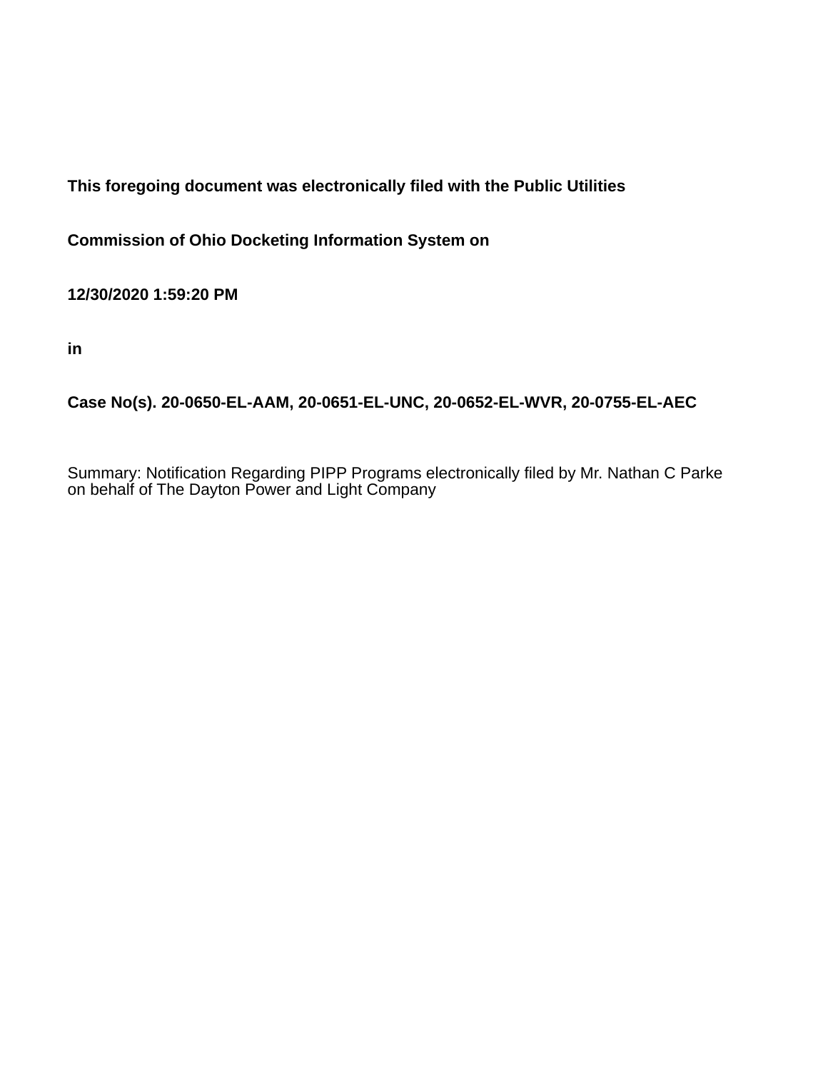**This foregoing document was electronically filed with the Public Utilities**

**Commission of Ohio Docketing Information System on**

**12/30/2020 1:59:20 PM**

**in**

**Case No(s). 20-0650-EL-AAM, 20-0651-EL-UNC, 20-0652-EL-WVR, 20-0755-EL-AEC**

Summary: Notification Regarding PIPP Programs electronically filed by Mr. Nathan C Parke on behalf of The Dayton Power and Light Company